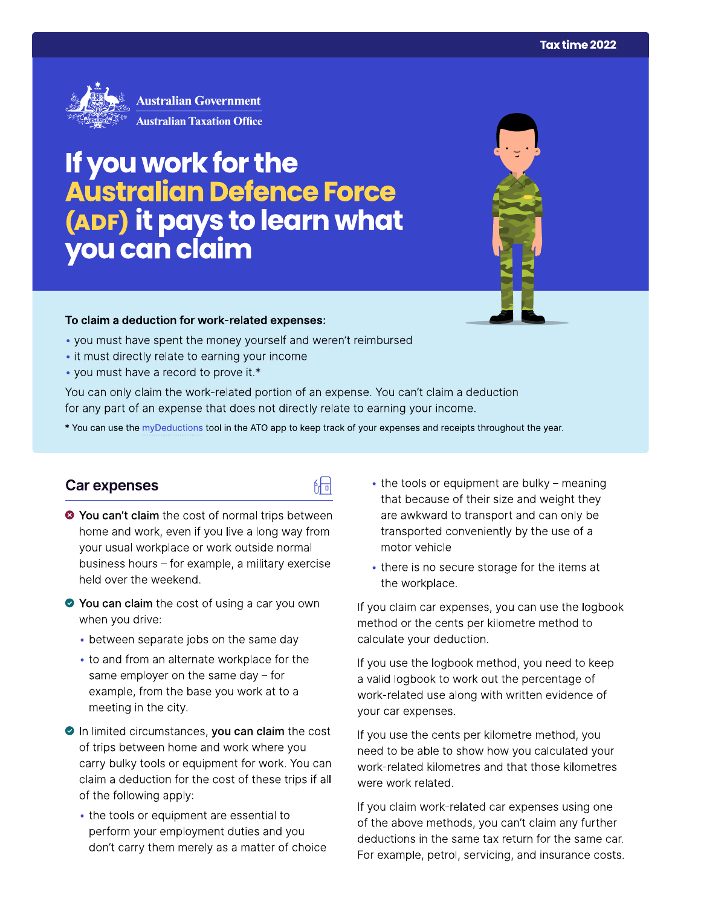Tax time 2022

Australian Government
Australian Taxation Office

# If you work for the Australian Defence Force (ADF) it pays to learn what you can claim

**To claim a deduction for work-related expenses:**

- you must have spent the money yourself and weren't reimbursed
- it must directly relate to earning your income
- you must have a record to prove it.*

You can only claim the work-related portion of an expense. You can't claim a deduction for any part of an expense that does not directly relate to earning your income.

* You can use the myDeductions tool in the ATO app to keep track of your expenses and receipts throughout the year.

## Car expenses

- **You can't claim** the cost of normal trips between home and work, even if you live a long way from your usual workplace or work outside normal business hours – for example, a military exercise held over the weekend.
- **You can claim** the cost of using a car you own when you drive:
  - between separate jobs on the same day
  - to and from an alternate workplace for the same employer on the same day – for example, from the base you work at to a meeting in the city.
- In limited circumstances, **you can claim** the cost of trips between home and work where you carry bulky tools or equipment for work. You can claim a deduction for the cost of these trips if all of the following apply:
  - the tools or equipment are essential to perform your employment duties and you don't carry them merely as a matter of choice
  - the tools or equipment are bulky – meaning that because of their size and weight they are awkward to transport and can only be transported conveniently by the use of a motor vehicle
  - there is no secure storage for the items at the workplace.

If you claim car expenses, you can use the logbook method or the cents per kilometre method to calculate your deduction.

If you use the logbook method, you need to keep a valid logbook to work out the percentage of work-related use along with written evidence of your car expenses.

If you use the cents per kilometre method, you need to be able to show how you calculated your work-related kilometres and that those kilometres were work related.

If you claim work-related car expenses using one of the above methods, you can't claim any further deductions in the same tax return for the same car. For example, petrol, servicing, and insurance costs.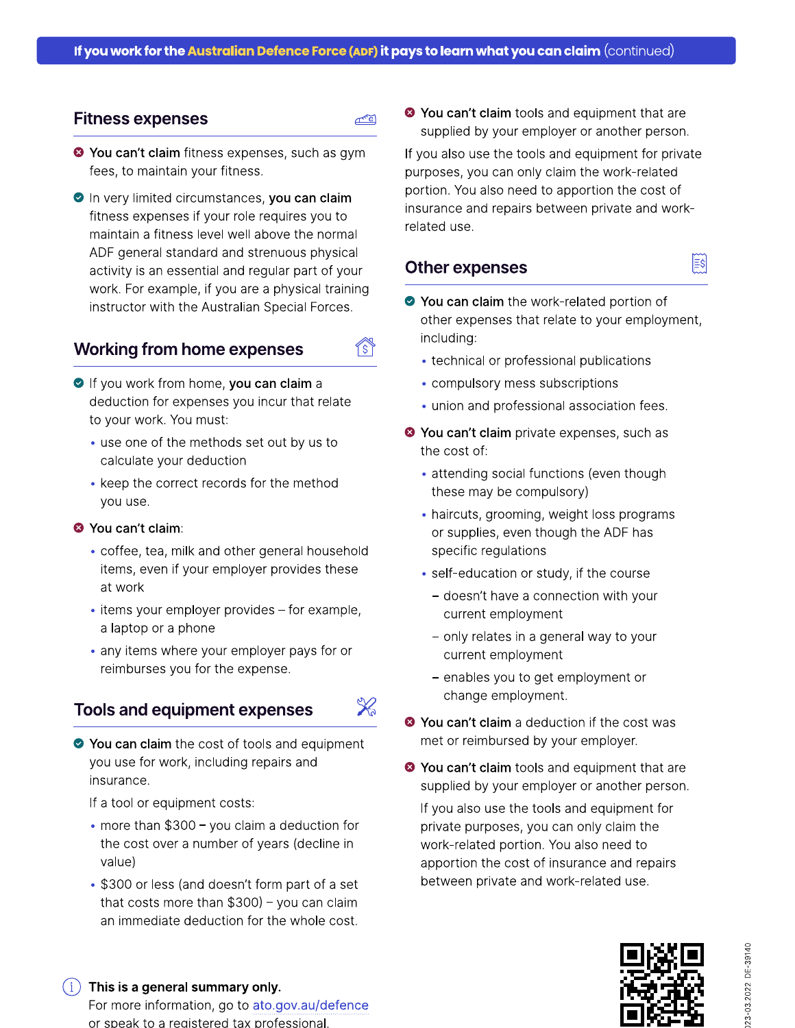**If you work for the Australian Defence Force (ADF) it pays to learn what you can claim** (continued)

## Fitness expenses

- **You can't claim** fitness expenses, such as gym fees, to maintain your fitness.
- In very limited circumstances, **you can claim** fitness expenses if your role requires you to maintain a fitness level well above the normal ADF general standard and strenuous physical activity is an essential and regular part of your work. For example, if you are a physical training instructor with the Australian Special Forces.

## Working from home expenses

- If you work from home, **you can claim** a deduction for expenses you incur that relate to your work. You must:
  - use one of the methods set out by us to calculate your deduction
  - keep the correct records for the method you use.
- **You can't claim**:
  - coffee, tea, milk and other general household items, even if your employer provides these at work
  - items your employer provides – for example, a laptop or a phone
  - any items where your employer pays for or reimburses you for the expense.

## Tools and equipment expenses

- **You can claim** the cost of tools and equipment you use for work, including repairs and insurance.

  If a tool or equipment costs:
  - more than $300 – you claim a deduction for the cost over a number of years (decline in value)
  - $300 or less (and doesn't form part of a set that costs more than $300) – you can claim an immediate deduction for the whole cost.
- **You can't claim** tools and equipment that are supplied by your employer or another person.

If you also use the tools and equipment for private purposes, you can only claim the work-related portion. You also need to apportion the cost of insurance and repairs between private and work-related use.

## Other expenses

- **You can claim** the work-related portion of other expenses that relate to your employment, including:
  - technical or professional publications
  - compulsory mess subscriptions
  - union and professional association fees.
- **You can't claim** private expenses, such as the cost of:
  - attending social functions (even though these may be compulsory)
  - haircuts, grooming, weight loss programs or supplies, even though the ADF has specific regulations
  - self-education or study, if the course
    - doesn't have a connection with your current employment
    - only relates in a general way to your current employment
    - enables you to get employment or change employment.
- **You can't claim** a deduction if the cost was met or reimbursed by your employer.
- **You can't claim** tools and equipment that are supplied by your employer or another person.

  If you also use the tools and equipment for private purposes, you can only claim the work-related portion. You also need to apportion the cost of insurance and repairs between private and work-related use.

**This is a general summary only.**
For more information, go to ato.gov.au/defence or speak to a registered tax professional.